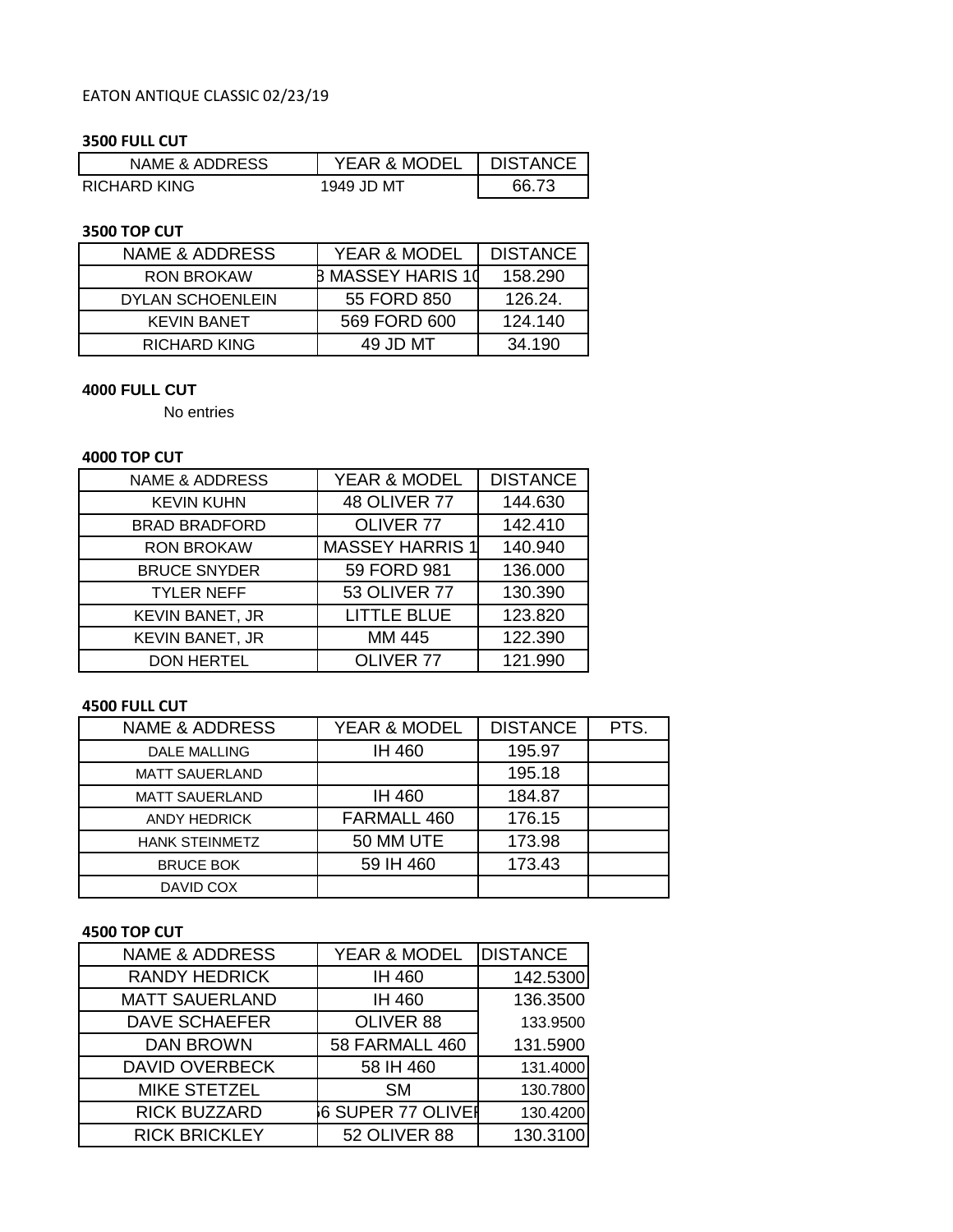EATON ANTIQUE CLASSIC 02/23/19

**3500 FULL CUT**

| NAME & ADDRESS | YEAR & MODEL | DISTANCE |
|---|---|---|
| RICHARD KING | 1949 JD MT | 66.73 |

**3500 TOP CUT**

| NAME & ADDRESS | YEAR & MODEL | DISTANCE |
|---|---|---|
| RON BROKAW | 3 MASSEY HARIS 10 | 158.290 |
| DYLAN SCHOENLEIN | 55 FORD 850 | 126.24. |
| KEVIN BANET | 569 FORD 600 | 124.140 |
| RICHARD KING | 49 JD MT | 34.190 |

**4000 FULL CUT**

No entries

**4000 TOP CUT**

| NAME & ADDRESS | YEAR & MODEL | DISTANCE |
|---|---|---|
| KEVIN KUHN | 48 OLIVER 77 | 144.630 |
| BRAD BRADFORD | OLIVER 77 | 142.410 |
| RON BROKAW | MASSEY HARRIS 1 | 140.940 |
| BRUCE SNYDER | 59 FORD 981 | 136.000 |
| TYLER NEFF | 53 OLIVER 77 | 130.390 |
| KEVIN BANET, JR | LITTLE BLUE | 123.820 |
| KEVIN BANET, JR | MM 445 | 122.390 |
| DON HERTEL | OLIVER 77 | 121.990 |

**4500 FULL CUT**

| NAME & ADDRESS | YEAR & MODEL | DISTANCE | PTS. |
|---|---|---|---|
| DALE MALLING | IH 460 | 195.97 | |
| MATT SAUERLAND | | 195.18 | |
| MATT SAUERLAND | IH 460 | 184.87 | |
| ANDY HEDRICK | FARMALL 460 | 176.15 | |
| HANK STEINMETZ | 50 MM UTE | 173.98 | |
| BRUCE BOK | 59 IH 460 | 173.43 | |
| DAVID COX | | | |

**4500 TOP CUT**

| NAME & ADDRESS | YEAR & MODEL | DISTANCE |
|---|---|---|
| RANDY HEDRICK | IH 460 | 142.5300 |
| MATT SAUERLAND | IH 460 | 136.3500 |
| DAVE SCHAEFER | OLIVER 88 | 133.9500 |
| DAN BROWN | 58 FARMALL 460 | 131.5900 |
| DAVID OVERBECK | 58 IH 460 | 131.4000 |
| MIKE STETZEL | SM | 130.7800 |
| RICK BUZZARD | 56 SUPER 77 OLIVER | 130.4200 |
| RICK BRICKLEY | 52 OLIVER 88 | 130.3100 |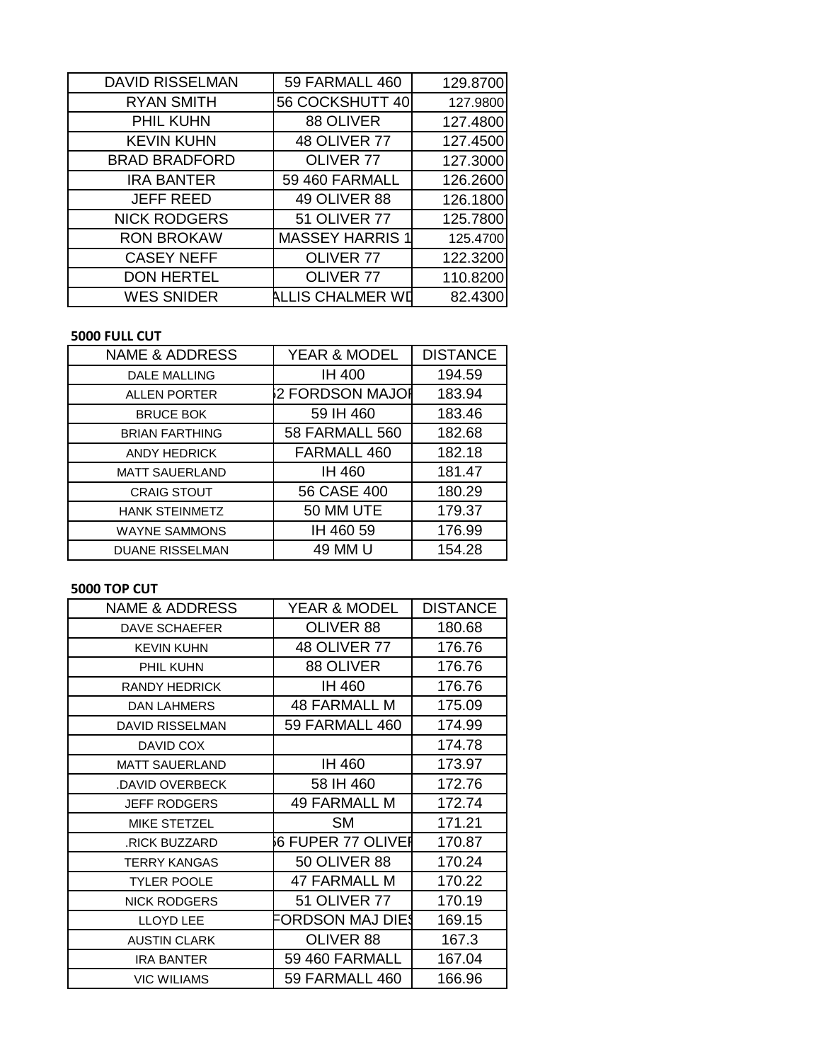| | | |
|---|---|---|
| DAVID RISSELMAN | 59 FARMALL 460 | 129.8700 |
| RYAN SMITH | 56 COCKSHUTT 40 | 127.9800 |
| PHIL KUHN | 88 OLIVER | 127.4800 |
| KEVIN KUHN | 48 OLIVER 77 | 127.4500 |
| BRAD BRADFORD | OLIVER 77 | 127.3000 |
| IRA BANTER | 59 460 FARMALL | 126.2600 |
| JEFF REED | 49 OLIVER 88 | 126.1800 |
| NICK RODGERS | 51 OLIVER 77 | 125.7800 |
| RON BROKAW | MASSEY HARRIS 1 | 125.4700 |
| CASEY NEFF | OLIVER 77 | 122.3200 |
| DON HERTEL | OLIVER 77 | 110.8200 |
| WES SNIDER | ALLIS CHALMER WD | 82.4300 |

**5000 FULL CUT**

| NAME & ADDRESS | YEAR & MODEL | DISTANCE |
|---|---|---|
| DALE MALLING | IH 400 | 194.59 |
| ALLEN PORTER | 52 FORDSON MAJOR | 183.94 |
| BRUCE BOK | 59 IH 460 | 183.46 |
| BRIAN FARTHING | 58 FARMALL 560 | 182.68 |
| ANDY HEDRICK | FARMALL 460 | 182.18 |
| MATT SAUERLAND | IH 460 | 181.47 |
| CRAIG STOUT | 56 CASE 400 | 180.29 |
| HANK STEINMETZ | 50 MM UTE | 179.37 |
| WAYNE SAMMONS | IH 460 59 | 176.99 |
| DUANE RISSELMAN | 49 MM U | 154.28 |

**5000 TOP CUT**

| NAME & ADDRESS | YEAR & MODEL | DISTANCE |
|---|---|---|
| DAVE SCHAEFER | OLIVER 88 | 180.68 |
| KEVIN KUHN | 48 OLIVER 77 | 176.76 |
| PHIL KUHN | 88 OLIVER | 176.76 |
| RANDY HEDRICK | IH 460 | 176.76 |
| DAN LAHMERS | 48 FARMALL M | 175.09 |
| DAVID RISSELMAN | 59 FARMALL 460 | 174.99 |
| DAVID COX | | 174.78 |
| MATT SAUERLAND | IH 460 | 173.97 |
| .DAVID OVERBECK | 58 IH 460 | 172.76 |
| JEFF RODGERS | 49 FARMALL M | 172.74 |
| MIKE STETZEL | SM | 171.21 |
| .RICK BUZZARD | 56 FUPER 77 OLIVER | 170.87 |
| TERRY KANGAS | 50 OLIVER 88 | 170.24 |
| TYLER POOLE | 47 FARMALL M | 170.22 |
| NICK RODGERS | 51 OLIVER 77 | 170.19 |
| LLOYD LEE | FORDSON MAJ DIES | 169.15 |
| AUSTIN CLARK | OLIVER 88 | 167.3 |
| IRA BANTER | 59 460 FARMALL | 167.04 |
| VIC WILIAMS | 59 FARMALL 460 | 166.96 |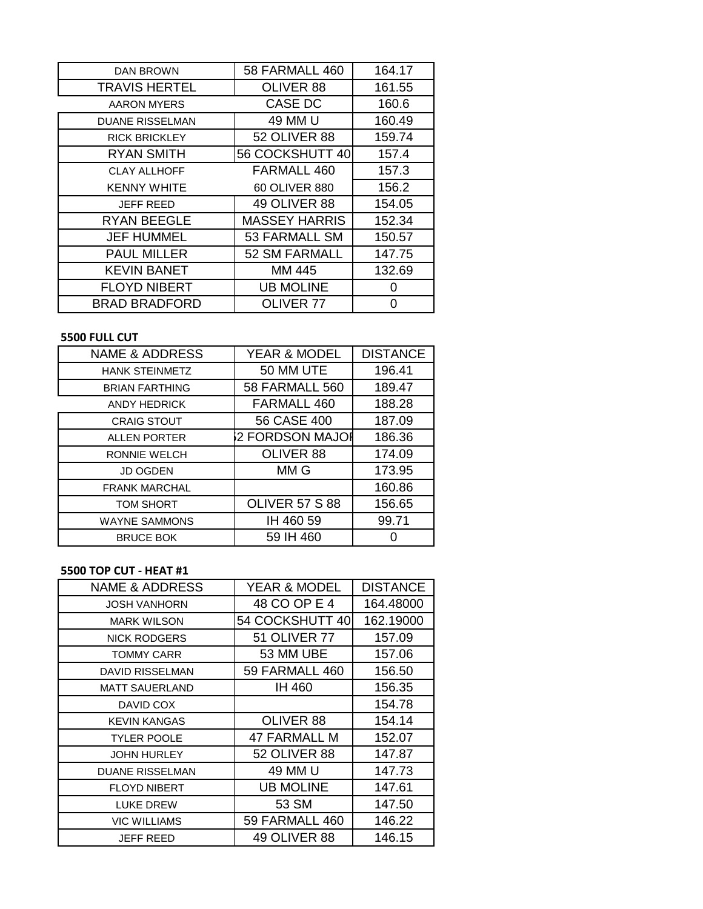| | | |
|---|---|---|
| DAN BROWN | 58 FARMALL 460 | 164.17 |
| TRAVIS HERTEL | OLIVER 88 | 161.55 |
| AARON MYERS | CASE DC | 160.6 |
| DUANE RISSELMAN | 49 MM U | 160.49 |
| RICK BRICKLEY | 52 OLIVER 88 | 159.74 |
| RYAN SMITH | 56 COCKSHUTT 40 | 157.4 |
| CLAY ALLHOFF | FARMALL 460 | 157.3 |
| KENNY WHITE | 60 OLIVER 880 | 156.2 |
| JEFF REED | 49 OLIVER 88 | 154.05 |
| RYAN BEEGLE | MASSEY HARRIS | 152.34 |
| JEF HUMMEL | 53 FARMALL SM | 150.57 |
| PAUL MILLER | 52 SM FARMALL | 147.75 |
| KEVIN BANET | MM 445 | 132.69 |
| FLOYD NIBERT | UB MOLINE | 0 |
| BRAD BRADFORD | OLIVER 77 | 0 |

**5500 FULL CUT**

| NAME & ADDRESS | YEAR & MODEL | DISTANCE |
|---|---|---|
| HANK STEINMETZ | 50 MM UTE | 196.41 |
| BRIAN FARTHING | 58 FARMALL 560 | 189.47 |
| ANDY HEDRICK | FARMALL 460 | 188.28 |
| CRAIG STOUT | 56 CASE 400 | 187.09 |
| ALLEN PORTER | 52 FORDSON MAJOR | 186.36 |
| RONNIE WELCH | OLIVER 88 | 174.09 |
| JD OGDEN | MM G | 173.95 |
| FRANK MARCHAL | | 160.86 |
| TOM SHORT | OLIVER 57 S 88 | 156.65 |
| WAYNE SAMMONS | IH 460 59 | 99.71 |
| BRUCE BOK | 59 IH 460 | 0 |

**5500 TOP CUT - HEAT #1**

| NAME & ADDRESS | YEAR & MODEL | DISTANCE |
|---|---|---|
| JOSH VANHORN | 48 CO OP E 4 | 164.48000 |
| MARK WILSON | 54 COCKSHUTT 40 | 162.19000 |
| NICK RODGERS | 51 OLIVER 77 | 157.09 |
| TOMMY CARR | 53 MM UBE | 157.06 |
| DAVID RISSELMAN | 59 FARMALL 460 | 156.50 |
| MATT SAUERLAND | IH 460 | 156.35 |
| DAVID COX | | 154.78 |
| KEVIN KANGAS | OLIVER 88 | 154.14 |
| TYLER POOLE | 47 FARMALL M | 152.07 |
| JOHN HURLEY | 52 OLIVER 88 | 147.87 |
| DUANE RISSELMAN | 49 MM U | 147.73 |
| FLOYD NIBERT | UB MOLINE | 147.61 |
| LUKE DREW | 53 SM | 147.50 |
| VIC WILLIAMS | 59 FARMALL 460 | 146.22 |
| JEFF REED | 49 OLIVER 88 | 146.15 |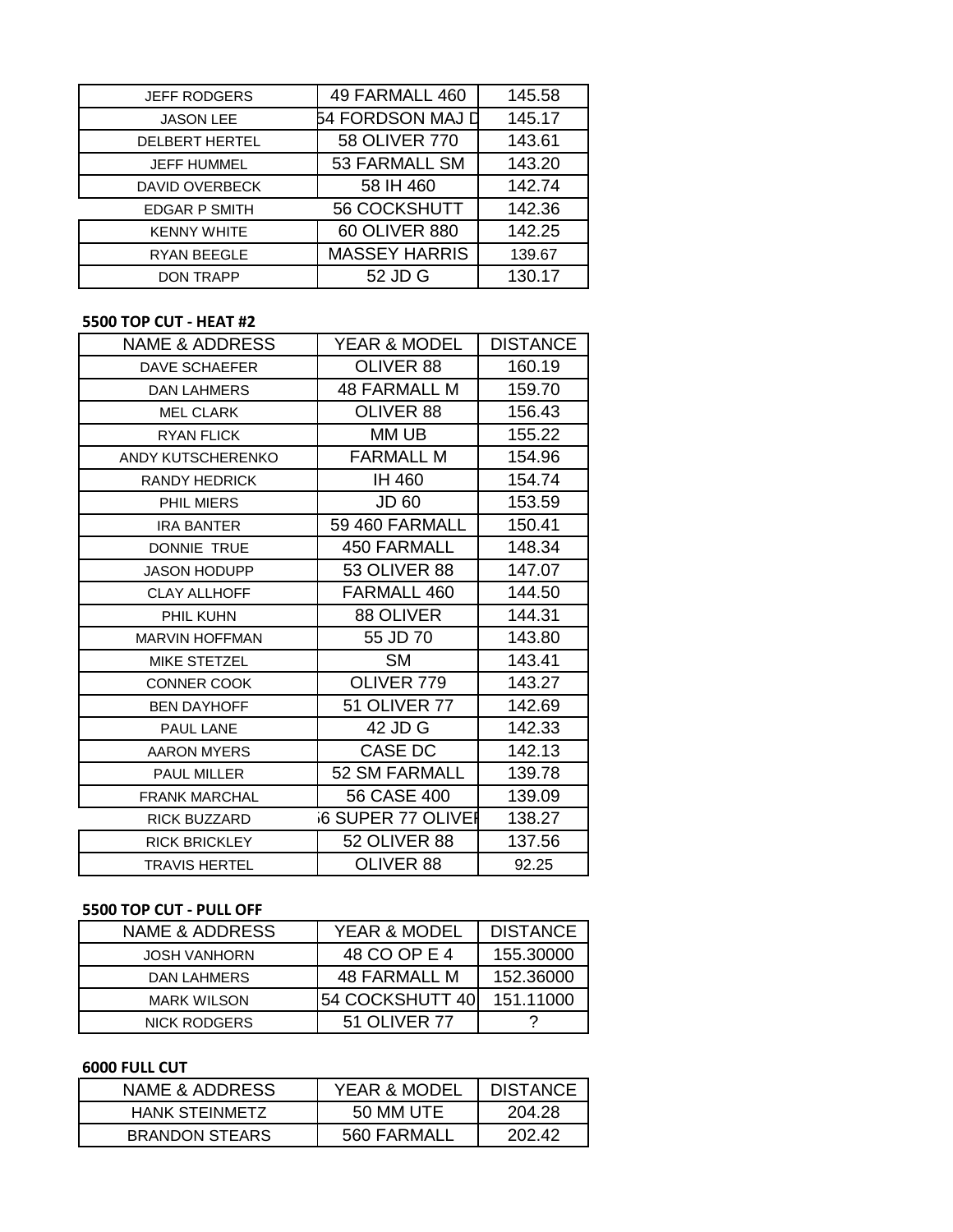| | | |
|---|---|---|
| JEFF RODGERS | 49 FARMALL 460 | 145.58 |
| JASON LEE | 54 FORDSON MAJ D | 145.17 |
| DELBERT HERTEL | 58 OLIVER 770 | 143.61 |
| JEFF HUMMEL | 53 FARMALL SM | 143.20 |
| DAVID OVERBECK | 58 IH 460 | 142.74 |
| EDGAR P SMITH | 56 COCKSHUTT | 142.36 |
| KENNY WHITE | 60 OLIVER 880 | 142.25 |
| RYAN BEEGLE | MASSEY HARRIS | 139.67 |
| DON TRAPP | 52 JD G | 130.17 |

**5500 TOP CUT - HEAT #2**

| NAME & ADDRESS | YEAR & MODEL | DISTANCE |
|---|---|---|
| DAVE SCHAEFER | OLIVER 88 | 160.19 |
| DAN LAHMERS | 48 FARMALL M | 159.70 |
| MEL CLARK | OLIVER 88 | 156.43 |
| RYAN FLICK | MM UB | 155.22 |
| ANDY KUTSCHERENKO | FARMALL M | 154.96 |
| RANDY HEDRICK | IH 460 | 154.74 |
| PHIL MIERS | JD 60 | 153.59 |
| IRA BANTER | 59 460 FARMALL | 150.41 |
| DONNIE TRUE | 450 FARMALL | 148.34 |
| JASON HODUPP | 53 OLIVER 88 | 147.07 |
| CLAY ALLHOFF | FARMALL 460 | 144.50 |
| PHIL KUHN | 88 OLIVER | 144.31 |
| MARVIN HOFFMAN | 55 JD 70 | 143.80 |
| MIKE STETZEL | SM | 143.41 |
| CONNER COOK | OLIVER 779 | 143.27 |
| BEN DAYHOFF | 51 OLIVER 77 | 142.69 |
| PAUL LANE | 42 JD G | 142.33 |
| AARON MYERS | CASE DC | 142.13 |
| PAUL MILLER | 52 SM FARMALL | 139.78 |
| FRANK MARCHAL | 56 CASE 400 | 139.09 |
| RICK BUZZARD | 56 SUPER 77 OLIVER | 138.27 |
| RICK BRICKLEY | 52 OLIVER 88 | 137.56 |
| TRAVIS HERTEL | OLIVER 88 | 92.25 |

**5500 TOP CUT - PULL OFF**

| NAME & ADDRESS | YEAR & MODEL | DISTANCE |
|---|---|---|
| JOSH VANHORN | 48 CO OP E 4 | 155.30000 |
| DAN LAHMERS | 48 FARMALL M | 152.36000 |
| MARK WILSON | 54 COCKSHUTT 40 | 151.11000 |
| NICK RODGERS | 51 OLIVER 77 | ? |

**6000 FULL CUT**

| NAME & ADDRESS | YEAR & MODEL | DISTANCE |
|---|---|---|
| HANK STEINMETZ | 50 MM UTE | 204.28 |
| BRANDON STEARS | 560 FARMALL | 202.42 |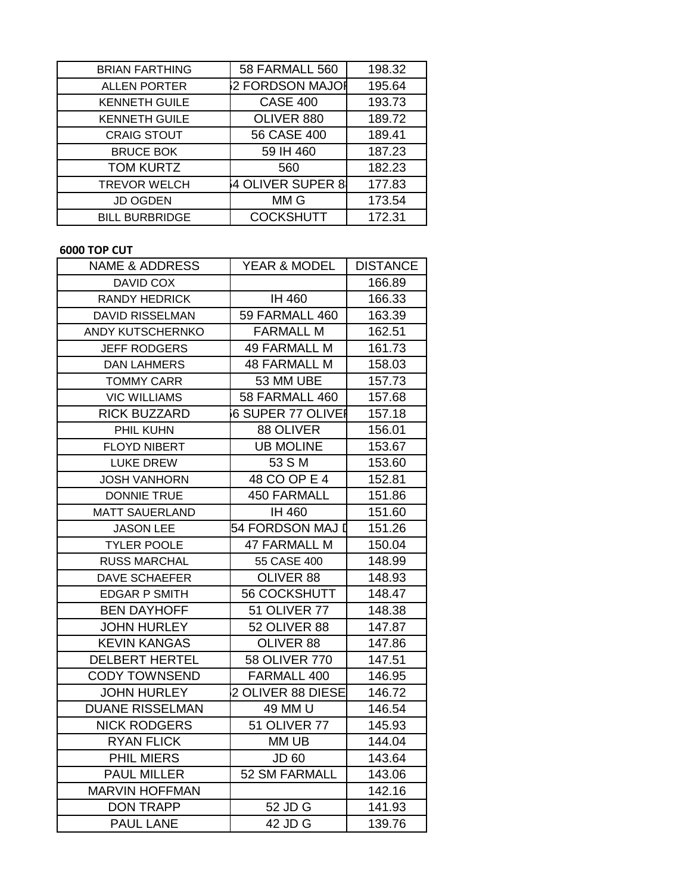| | | |
|---|---|---|
| BRIAN FARTHING | 58 FARMALL 560 | 198.32 |
| ALLEN PORTER | 52 FORDSON MAJOR | 195.64 |
| KENNETH GUILE | CASE 400 | 193.73 |
| KENNETH GUILE | OLIVER 880 | 189.72 |
| CRAIG STOUT | 56 CASE 400 | 189.41 |
| BRUCE BOK | 59 IH 460 | 187.23 |
| TOM KURTZ | 560 | 182.23 |
| TREVOR WELCH | 54 OLIVER SUPER 88 | 177.83 |
| JD OGDEN | MM G | 173.54 |
| BILL BURBRIDGE | COCKSHUTT | 172.31 |

**6000 TOP CUT**

| NAME & ADDRESS | YEAR & MODEL | DISTANCE |
|---|---|---|
| DAVID COX | | 166.89 |
| RANDY HEDRICK | IH 460 | 166.33 |
| DAVID RISSELMAN | 59 FARMALL 460 | 163.39 |
| ANDY KUTSCHERNKO | FARMALL M | 162.51 |
| JEFF RODGERS | 49 FARMALL M | 161.73 |
| DAN LAHMERS | 48 FARMALL M | 158.03 |
| TOMMY CARR | 53 MM UBE | 157.73 |
| VIC WILLIAMS | 58 FARMALL 460 | 157.68 |
| RICK BUZZARD | 56 SUPER 77 OLIVER | 157.18 |
| PHIL KUHN | 88 OLIVER | 156.01 |
| FLOYD NIBERT | UB MOLINE | 153.67 |
| LUKE DREW | 53 S M | 153.60 |
| JOSH VANHORN | 48 CO OP E 4 | 152.81 |
| DONNIE TRUE | 450 FARMALL | 151.86 |
| MATT SAUERLAND | IH 460 | 151.60 |
| JASON LEE | 54 FORDSON MAJ D | 151.26 |
| TYLER POOLE | 47 FARMALL M | 150.04 |
| RUSS MARCHAL | 55 CASE 400 | 148.99 |
| DAVE SCHAEFER | OLIVER 88 | 148.93 |
| EDGAR P SMITH | 56 COCKSHUTT | 148.47 |
| BEN DAYHOFF | 51 OLIVER 77 | 148.38 |
| JOHN HURLEY | 52 OLIVER 88 | 147.87 |
| KEVIN KANGAS | OLIVER 88 | 147.86 |
| DELBERT HERTEL | 58 OLIVER 770 | 147.51 |
| CODY TOWNSEND | FARMALL 400 | 146.95 |
| JOHN HURLEY | 52 OLIVER 88 DIESEL | 146.72 |
| DUANE RISSELMAN | 49 MM U | 146.54 |
| NICK RODGERS | 51 OLIVER 77 | 145.93 |
| RYAN FLICK | MM UB | 144.04 |
| PHIL MIERS | JD 60 | 143.64 |
| PAUL MILLER | 52 SM FARMALL | 143.06 |
| MARVIN HOFFMAN | | 142.16 |
| DON TRAPP | 52 JD G | 141.93 |
| PAUL LANE | 42 JD G | 139.76 |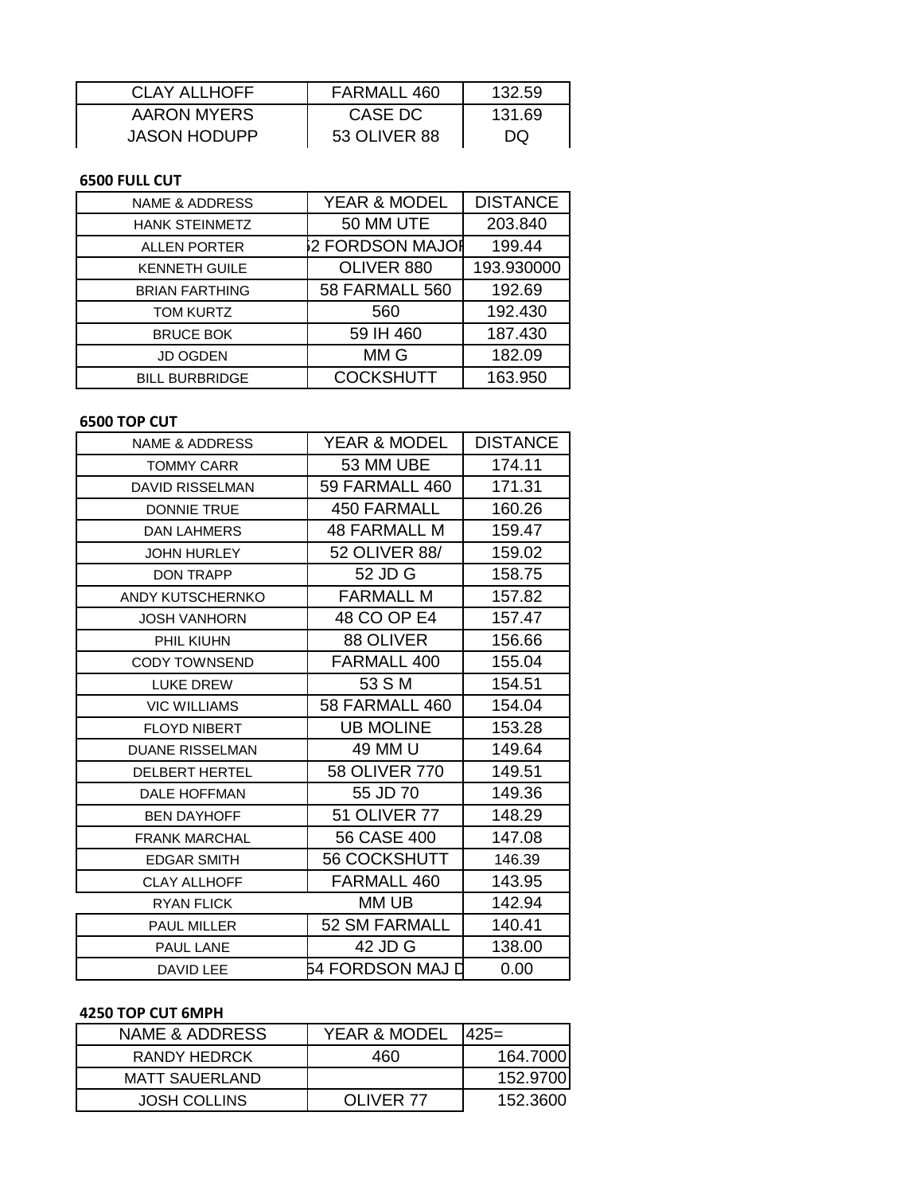| CLAY ALLHOFF | FARMALL 460 | 132.59 |
|---|---|---|
| AARON MYERS | CASE DC | 131.69 |
| JASON HODUPP | 53 OLIVER 88 | DQ |

**6500 FULL CUT**

| NAME & ADDRESS | YEAR & MODEL | DISTANCE |
|---|---|---|
| HANK STEINMETZ | 50 MM UTE | 203.840 |
| ALLEN PORTER | 52 FORDSON MAJOR | 199.44 |
| KENNETH GUILE | OLIVER 880 | 193.930000 |
| BRIAN FARTHING | 58 FARMALL 560 | 192.69 |
| TOM KURTZ | 560 | 192.430 |
| BRUCE BOK | 59 IH 460 | 187.430 |
| JD OGDEN | MM G | 182.09 |
| BILL BURBRIDGE | COCKSHUTT | 163.950 |

**6500 TOP CUT**

| NAME & ADDRESS | YEAR & MODEL | DISTANCE |
|---|---|---|
| TOMMY CARR | 53 MM UBE | 174.11 |
| DAVID RISSELMAN | 59 FARMALL 460 | 171.31 |
| DONNIE TRUE | 450 FARMALL | 160.26 |
| DAN LAHMERS | 48 FARMALL M | 159.47 |
| JOHN HURLEY | 52 OLIVER 88/ | 159.02 |
| DON TRAPP | 52 JD G | 158.75 |
| ANDY KUTSCHERNKO | FARMALL M | 157.82 |
| JOSH VANHORN | 48 CO OP E4 | 157.47 |
| PHIL KIUHN | 88 OLIVER | 156.66 |
| CODY TOWNSEND | FARMALL 400 | 155.04 |
| LUKE DREW | 53 S M | 154.51 |
| VIC WILLIAMS | 58 FARMALL 460 | 154.04 |
| FLOYD NIBERT | UB MOLINE | 153.28 |
| DUANE RISSELMAN | 49 MM U | 149.64 |
| DELBERT HERTEL | 58 OLIVER 770 | 149.51 |
| DALE HOFFMAN | 55 JD 70 | 149.36 |
| BEN DAYHOFF | 51 OLIVER 77 | 148.29 |
| FRANK MARCHAL | 56 CASE 400 | 147.08 |
| EDGAR SMITH | 56 COCKSHUTT | 146.39 |
| CLAY ALLHOFF | FARMALL 460 | 143.95 |
| RYAN FLICK | MM UB | 142.94 |
| PAUL MILLER | 52 SM FARMALL | 140.41 |
| PAUL LANE | 42 JD G | 138.00 |
| DAVID LEE | 54 FORDSON MAJ D | 0.00 |

**4250 TOP CUT 6MPH**

| NAME & ADDRESS | YEAR & MODEL | 425= |
|---|---|---|
| RANDY HEDRCK | 460 | 164.7000 |
| MATT SAUERLAND | | 152.9700 |
| JOSH COLLINS | OLIVER 77 | 152.3600 |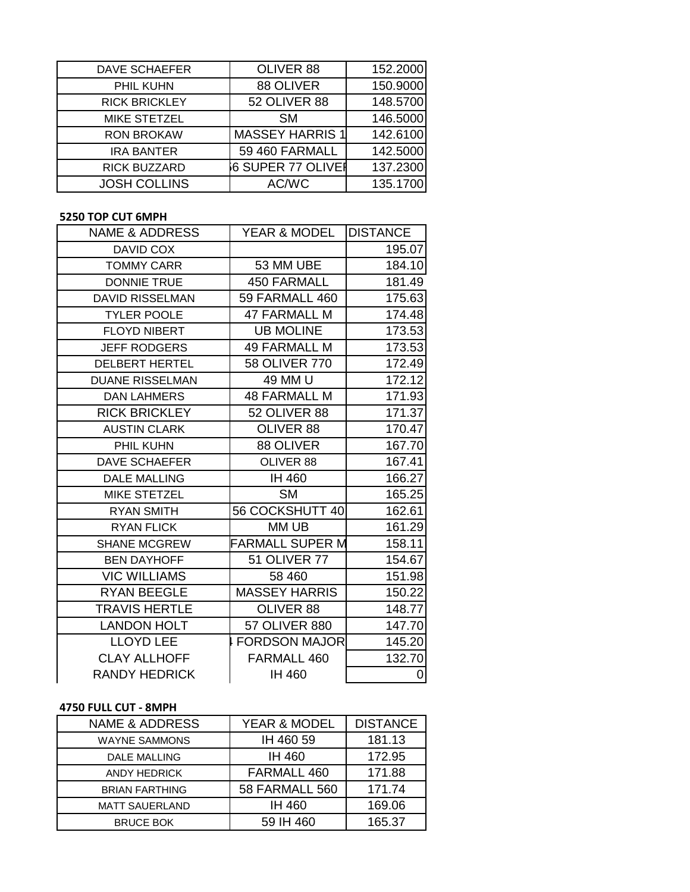| | | |
|---|---|---|
| DAVE SCHAEFER | OLIVER 88 | 152.2000 |
| PHIL KUHN | 88 OLIVER | 150.9000 |
| RICK BRICKLEY | 52 OLIVER 88 | 148.5700 |
| MIKE STETZEL | SM | 146.5000 |
| RON BROKAW | MASSEY HARRIS 1 | 142.6100 |
| IRA BANTER | 59 460 FARMALL | 142.5000 |
| RICK BUZZARD | 56 SUPER 77 OLIVER | 137.2300 |
| JOSH COLLINS | AC/WC | 135.1700 |

**5250 TOP CUT 6MPH**

| NAME & ADDRESS | YEAR & MODEL | DISTANCE |
|---|---|---|
| DAVID COX | | 195.07 |
| TOMMY CARR | 53 MM UBE | 184.10 |
| DONNIE TRUE | 450 FARMALL | 181.49 |
| DAVID RISSELMAN | 59 FARMALL 460 | 175.63 |
| TYLER POOLE | 47 FARMALL M | 174.48 |
| FLOYD NIBERT | UB MOLINE | 173.53 |
| JEFF RODGERS | 49 FARMALL M | 173.53 |
| DELBERT HERTEL | 58 OLIVER 770 | 172.49 |
| DUANE RISSELMAN | 49 MM U | 172.12 |
| DAN LAHMERS | 48 FARMALL M | 171.93 |
| RICK BRICKLEY | 52 OLIVER 88 | 171.37 |
| AUSTIN CLARK | OLIVER 88 | 170.47 |
| PHIL KUHN | 88 OLIVER | 167.70 |
| DAVE SCHAEFER | OLIVER 88 | 167.41 |
| DALE MALLING | IH 460 | 166.27 |
| MIKE STETZEL | SM | 165.25 |
| RYAN SMITH | 56 COCKSHUTT 40 | 162.61 |
| RYAN FLICK | MM UB | 161.29 |
| SHANE MCGREW | FARMALL SUPER M | 158.11 |
| BEN DAYHOFF | 51 OLIVER 77 | 154.67 |
| VIC WILLIAMS | 58 460 | 151.98 |
| RYAN BEEGLE | MASSEY HARRIS | 150.22 |
| TRAVIS HERTLE | OLIVER 88 | 148.77 |
| LANDON HOLT | 57 OLIVER 880 | 147.70 |
| LLOYD LEE | 4 FORDSON MAJOR | 145.20 |
| CLAY ALLHOFF | FARMALL 460 | 132.70 |
| RANDY HEDRICK | IH 460 | 0 |

**4750 FULL CUT - 8MPH**

| NAME & ADDRESS | YEAR & MODEL | DISTANCE |
|---|---|---|
| WAYNE SAMMONS | IH 460 59 | 181.13 |
| DALE MALLING | IH 460 | 172.95 |
| ANDY HEDRICK | FARMALL 460 | 171.88 |
| BRIAN FARTHING | 58 FARMALL 560 | 171.74 |
| MATT SAUERLAND | IH 460 | 169.06 |
| BRUCE BOK | 59 IH 460 | 165.37 |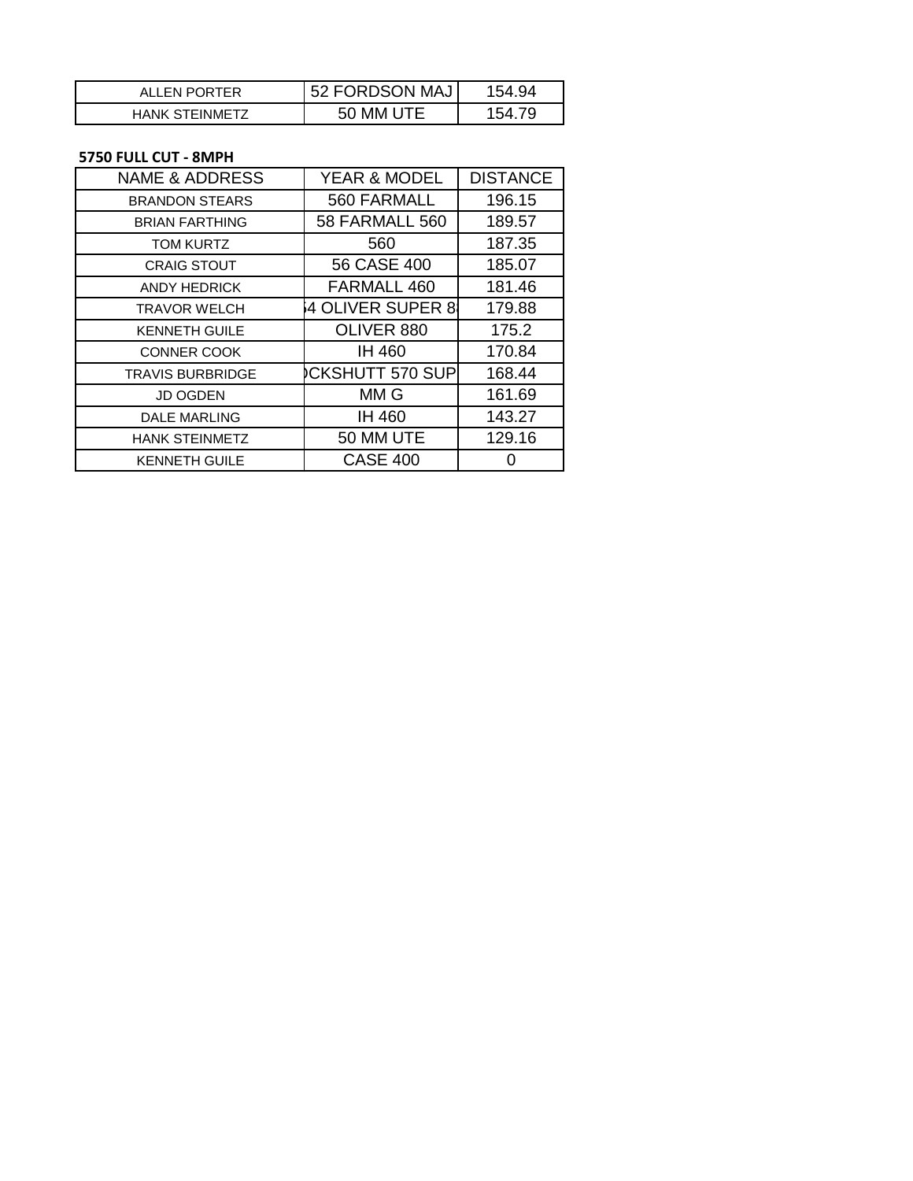| | | |
|---|---|---|
| ALLEN PORTER | 52 FORDSON MAJ | 154.94 |
| HANK STEINMETZ | 50 MM UTE | 154.79 |

**5750 FULL CUT - 8MPH**

| NAME & ADDRESS | YEAR & MODEL | DISTANCE |
|---|---|---|
| BRANDON STEARS | 560 FARMALL | 196.15 |
| BRIAN FARTHING | 58 FARMALL 560 | 189.57 |
| TOM KURTZ | 560 | 187.35 |
| CRAIG STOUT | 56 CASE 400 | 185.07 |
| ANDY HEDRICK | FARMALL 460 | 181.46 |
| TRAVOR WELCH | 54 OLIVER SUPER 8 | 179.88 |
| KENNETH GUILE | OLIVER 880 | 175.2 |
| CONNER COOK | IH 460 | 170.84 |
| TRAVIS BURBRIDGE | CKSHUTT 570 SUP | 168.44 |
| JD OGDEN | MM G | 161.69 |
| DALE MARLING | IH 460 | 143.27 |
| HANK STEINMETZ | 50 MM UTE | 129.16 |
| KENNETH GUILE | CASE 400 | 0 |